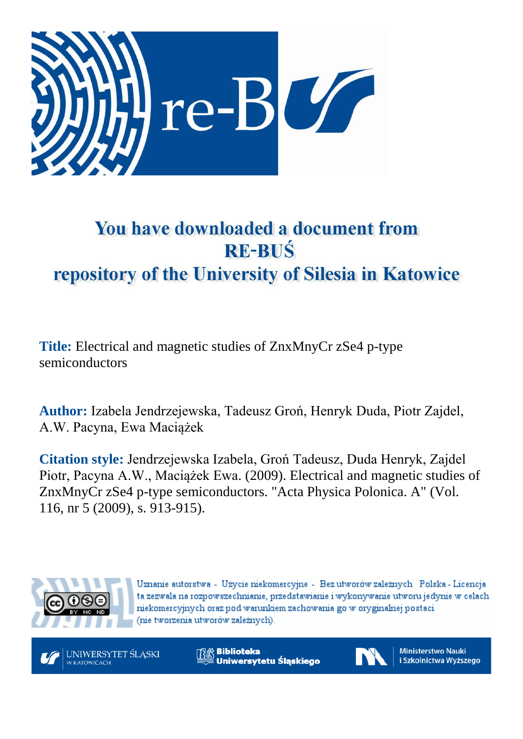# You have downloaded a document from RE-BUŚ repository of the University of Silesia in Katowice

**Title:** Electrical and magnetic studies of ZnxMnyCr zSe4 p-type semiconductors

**Author:** Izabela Jendrzejewska, Tadeusz Groń, Henryk Duda, Piotr Zajdel, A.W. Pacyna, Ewa Maciążek

**Citation style:** Jendrzejewska Izabela, Groń Tadeusz, Duda Henryk, Zajdel Piotr, Pacyna A.W., Maciążek Ewa. (2009). Electrical and magnetic studies of ZnxMnyCr zSe4 p-type semiconductors. "Acta Physica Polonica. A" (Vol. 116, nr 5 (2009), s. 913-915).

Uznanie autorstwa - Użycie niekomercyjne - Bez utworów zależnych Polska - Licencja ta zezwala na rozpowszechnianie, przedstawianie i wykonywanie utworu jedynie w celach niekomercyjnych oraz pod warunkiem zachowania go w oryginalnej postaci (nie tworzenia utworów zależnych).

UNIWERSYTET ŚLĄSKI W KATOWICACH

Biblioteka Uniwersytetu Śląskiego

Ministerstwo Nauki i Szkolnictwa Wyższego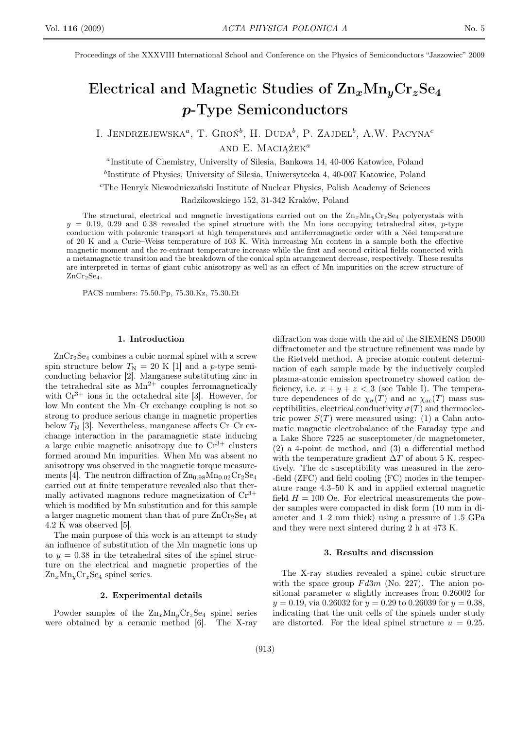Proceedings of the XXXVIII International School and Conference on the Physics of Semiconductors "Jaszowiec" 2009

# Electrical and Magnetic Studies of $Zn_xMn_yCr_zSe_4$ *p*-Type Semiconductors

I. Jendrzejewska[a], T. Groń[b], H. Duda[b], P. Zajdel[b], A.W. Pacyna[c] and E. Maciążek[a]

[a]Institute of Chemistry, University of Silesia, Bankowa 14, 40-006 Katowice, Poland

[b]Institute of Physics, University of Silesia, Uniwersytecka 4, 40-007 Katowice, Poland

[c]The Henryk Niewodniczański Institute of Nuclear Physics, Polish Academy of Sciences Radzikowskiego 152, 31-342 Kraków, Poland

The structural, electrical and magnetic investigations carried out on the $Zn_xMn_yCr_zSe_4$ polycrystals with $y$ = 0.19, 0.29 and 0.38 revealed the spinel structure with the Mn ions occupying tetrahedral sites, *p*-type conduction with polaronic transport at high temperatures and antiferromagnetic order with a Néel temperature of 20 K and a Curie–Weiss temperature of 103 K. With increasing Mn content in a sample both the effective magnetic moment and the re-entrant temperature increase while the first and second critical fields connected with a metamagnetic transition and the breakdown of the conical spin arrangement decrease, respectively. These results are interpreted in terms of giant cubic anisotropy as well as an effect of Mn impurities on the screw structure of $ZnCr_2Se_4$.

PACS numbers: 75.50.Pp, 75.30.Kz, 75.30.Et

## 1. Introduction

$ZnCr_2Se_4$ combines a cubic normal spinel with a screw spin structure below $T_N$ = 20 K [1] and a *p*-type semiconducting behavior [2]. Manganese substituting zinc in the tetrahedral site as $Mn^{2+}$ couples ferromagnetically with $Cr^{3+}$ ions in the octahedral site [3]. However, for low Mn content the Mn–Cr exchange coupling is not so strong to produce serious change in magnetic properties below $T_N$ [3]. Nevertheless, manganese affects Cr–Cr exchange interaction in the paramagnetic state inducing a large cubic magnetic anisotropy due to $Cr^{3+}$ clusters formed around Mn impurities. When Mn was absent no anisotropy was observed in the magnetic torque measurements [4]. The neutron diffraction of $Zn_{0.98}Mn_{0.02}Cr_2Se_4$ carried out at finite temperature revealed also that thermally activated magnons reduce magnetization of $Cr^{3+}$ which is modified by Mn substitution and for this sample a larger magnetic moment than that of pure $ZnCr_2Se_4$ at 4.2 K was observed [5].

The main purpose of this work is an attempt to study an influence of substitution of the Mn magnetic ions up to $y$ = 0.38 in the tetrahedral sites of the spinel structure on the electrical and magnetic properties of the $Zn_xMn_yCr_zSe_4$ spinel series.

## 2. Experimental details

Powder samples of the $Zn_xMn_yCr_zSe_4$ spinel series were obtained by a ceramic method [6]. The X-ray diffraction was done with the aid of the SIEMENS D5000 diffractometer and the structure refinement was made by the Rietveld method. A precise atomic content determination of each sample made by the inductively coupled plasma-atomic emission spectrometry showed cation deficiency, i.e. $x + y + z < 3$ (see Table I). The temperature dependences of dc $\chi_\sigma(T)$ and ac $\chi_{ac}(T)$ mass susceptibilities, electrical conductivity $\sigma(T)$ and thermoelectric power $S(T)$ were measured using: (1) a Cahn automatic magnetic electrobalance of the Faraday type and a Lake Shore 7225 ac susceptometer/dc magnetometer, (2) a 4-point dc method, and (3) a differential method with the temperature gradient $\Delta T$ of about 5 K, respectively. The dc susceptibility was measured in the zero-field (ZFC) and field cooling (FC) modes in the temperature range 4.3–50 K and in applied external magnetic field $H$ = 100 Oe. For electrical measurements the powder samples were compacted in disk form (10 mm in diameter and 1–2 mm thick) using a pressure of 1.5 GPa and they were next sintered during 2 h at 473 K.

## 3. Results and discussion

The X-ray studies revealed a spinel cubic structure with the space group $Fd3m$ (No. 227). The anion positional parameter $u$ slightly increases from 0.26002 for $y$ = 0.19, via 0.26032 for $y$ = 0.29 to 0.26039 for $y$ = 0.38, indicating that the unit cells of the spinels under study are distorted. For the ideal spinel structure $u$ = 0.25.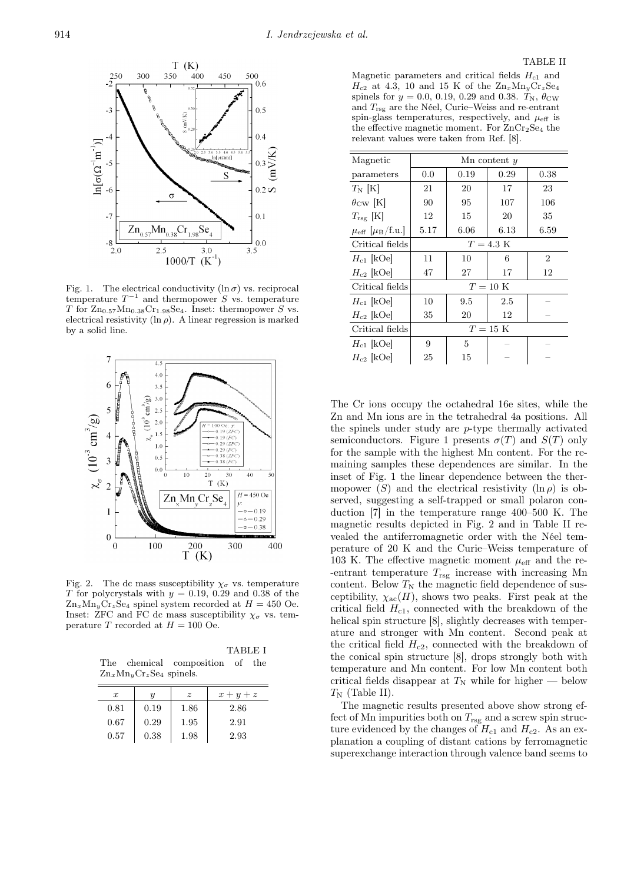Fig. 1. The electrical conductivity ($\ln \sigma$) vs. reciprocal temperature $T^{-1}$ and thermopower $S$ vs. temperature $T$ for $Zn_{0.57}Mn_{0.38}Cr_{1.98}Se_4$. Inset: thermopower $S$ vs. electrical resistivity ($\ln \rho$). A linear regression is marked by a solid line.

Fig. 2. The dc mass susceptibility $\chi_\sigma$ vs. temperature $T$ for polycrystals with $y = 0.19$, 0.29 and 0.38 of the $Zn_xMn_yCr_zSe_4$ spinel system recorded at $H = 450$ Oe. Inset: ZFC and FC dc mass susceptibility $\chi_\sigma$ vs. temperature $T$ recorded at $H = 100$ Oe.

TABLE I

The chemical composition of the $Zn_xMn_yCr_zSe_4$ spinels.

| $x$ | $y$ | $z$ | $x + y + z$ |
|---|---|---|---|
| 0.81 | 0.19 | 1.86 | 2.86 |
| 0.67 | 0.29 | 1.95 | 2.91 |
| 0.57 | 0.38 | 1.98 | 2.93 |

TABLE II

Magnetic parameters and critical fields $H_{c1}$ and $H_{c2}$ at 4.3, 10 and 15 K of the $Zn_xMn_yCr_zSe_4$ spinels for $y = 0.0$, 0.19, 0.29 and 0.38. $T_N$, $\theta_{CW}$ and $T_{rsg}$ are the Néel, Curie–Weiss and re-entrant spin-glass temperatures, respectively, and $\mu_{eff}$ is the effective magnetic moment. For $ZnCr_2Se_4$ the relevant values were taken from Ref. [8].

| Magnetic parameters | Mn content $y$ 0.0 | 0.19 | 0.29 | 0.38 |
|---|---|---|---|---|
| $T_N$ [K] | 21 | 20 | 17 | 23 |
| $\theta_{CW}$ [K] | 90 | 95 | 107 | 106 |
| $T_{rsg}$ [K] | 12 | 15 | 20 | 35 |
| $\mu_{eff}$ [$\mu_B$/f.u.] | 5.17 | 6.06 | 6.13 | 6.59 |
| Critical fields | $T = 4.3$ K | | | |
| $H_{c1}$ [kOe] | 11 | 10 | 6 | 2 |
| $H_{c2}$ [kOe] | 47 | 27 | 17 | 12 |
| Critical fields | $T = 10$ K | | | |
| $H_{c1}$ [kOe] | 10 | 9.5 | 2.5 | – |
| $H_{c2}$ [kOe] | 35 | 20 | 12 | – |
| Critical fields | $T = 15$ K | | | |
| $H_{c1}$ [kOe] | 9 | 5 | – | – |
| $H_{c2}$ [kOe] | 25 | 15 | – | – |

The Cr ions occupy the octahedral 16e sites, while the Zn and Mn ions are in the tetrahedral 4a positions. All the spinels under study are $p$-type thermally activated semiconductors. Figure 1 presents $\sigma(T)$ and $S(T)$ only for the sample with the highest Mn content. For the remaining samples these dependences are similar. In the inset of Fig. 1 the linear dependence between the thermopower ($S$) and the electrical resistivity ($\ln \rho$) is observed, suggesting a self-trapped or small polaron conduction [7] in the temperature range 400–500 K. The magnetic results depicted in Fig. 2 and in Table II revealed the antiferromagnetic order with the Néel temperature of 20 K and the Curie–Weiss temperature of 103 K. The effective magnetic moment $\mu_{eff}$ and the re-entrant temperature $T_{rsg}$ increase with increasing Mn content. Below $T_N$ the magnetic field dependence of susceptibility, $\chi_{ac}(H)$, shows two peaks. First peak at the critical field $H_{c1}$, connected with the breakdown of the helical spin structure [8], slightly decreases with temperature and stronger with Mn content. Second peak at the critical field $H_{c2}$, connected with the breakdown of the conical spin structure [8], drops strongly both with temperature and Mn content. For low Mn content both critical fields disappear at $T_N$ while for higher — below $T_N$ (Table II).

The magnetic results presented above show strong effect of Mn impurities both on $T_{rsg}$ and a screw spin structure evidenced by the changes of $H_{c1}$ and $H_{c2}$. As an explanation a coupling of distant cations by ferromagnetic superexchange interaction through valence band seems to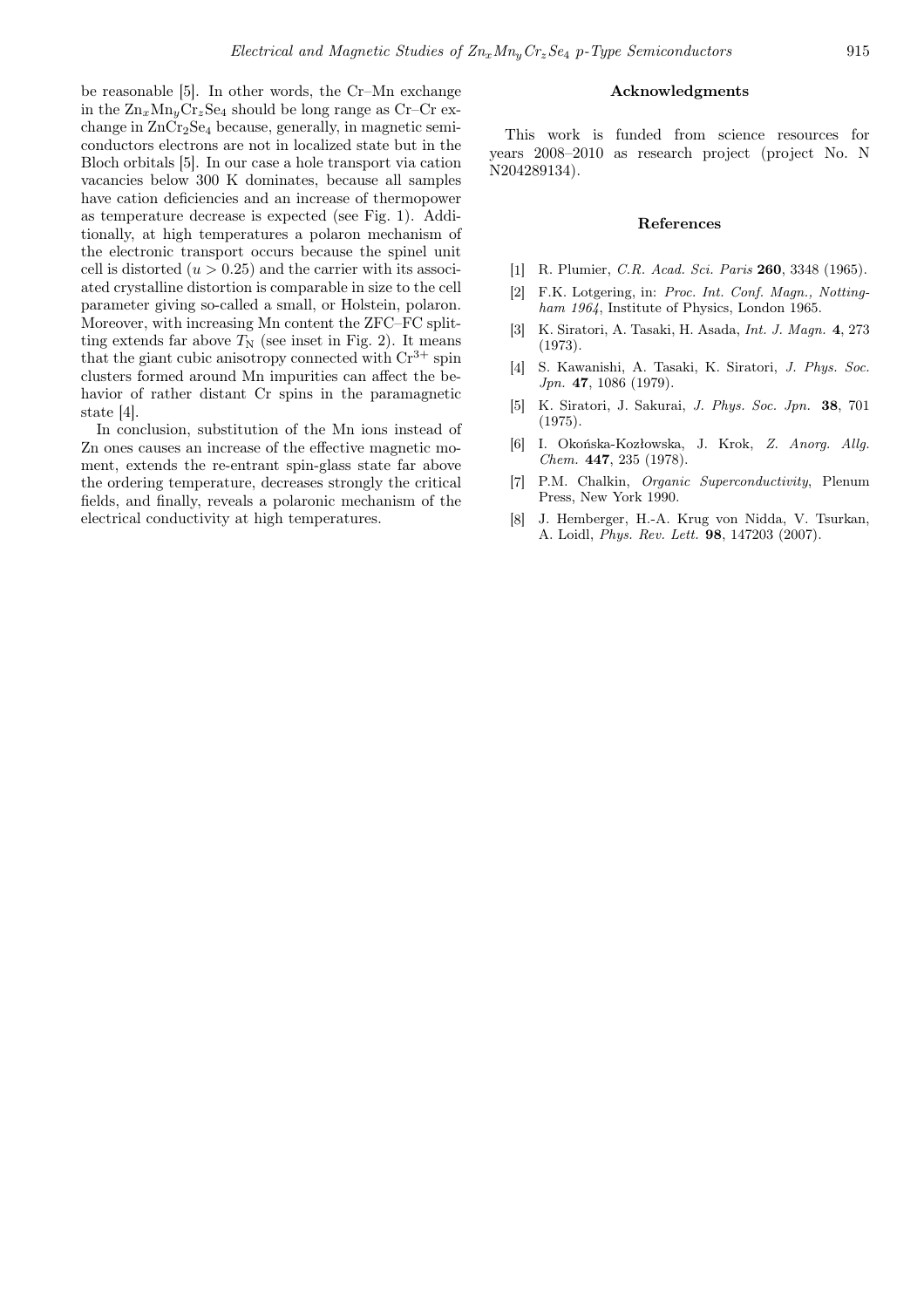be reasonable [5]. In other words, the Cr–Mn exchange in the $Zn_xMn_yCr_zSe_4$ should be long range as Cr–Cr exchange in $ZnCr_2Se_4$ because, generally, in magnetic semiconductors electrons are not in localized state but in the Bloch orbitals [5]. In our case a hole transport via cation vacancies below 300 K dominates, because all samples have cation deficiencies and an increase of thermopower as temperature decrease is expected (see Fig. 1). Additionally, at high temperatures a polaron mechanism of the electronic transport occurs because the spinel unit cell is distorted ($u > 0.25$) and the carrier with its associated crystalline distortion is comparable in size to the cell parameter giving so-called a small, or Holstein, polaron. Moreover, with increasing Mn content the ZFC–FC splitting extends far above $T_N$ (see inset in Fig. 2). It means that the giant cubic anisotropy connected with $Cr^{3+}$ spin clusters formed around Mn impurities can affect the behavior of rather distant Cr spins in the paramagnetic state [4].

In conclusion, substitution of the Mn ions instead of Zn ones causes an increase of the effective magnetic moment, extends the re-entrant spin-glass state far above the ordering temperature, decreases strongly the critical fields, and finally, reveals a polaronic mechanism of the electrical conductivity at high temperatures.

### Acknowledgments

This work is funded from science resources for years 2008–2010 as research project (project No. N N204289134).

### References

[1] R. Plumier, *C.R. Acad. Sci. Paris* **260**, 3348 (1965).

[2] F.K. Lotgering, in: *Proc. Int. Conf. Magn., Nottingham 1964*, Institute of Physics, London 1965.

[3] K. Siratori, A. Tasaki, H. Asada, *Int. J. Magn.* **4**, 273 (1973).

[4] S. Kawanishi, A. Tasaki, K. Siratori, *J. Phys. Soc. Jpn.* **47**, 1086 (1979).

[5] K. Siratori, J. Sakurai, *J. Phys. Soc. Jpn.* **38**, 701 (1975).

[6] I. Okońska-Kozłowska, J. Krok, *Z. Anorg. Allg. Chem.* **447**, 235 (1978).

[7] P.M. Chalkin, *Organic Superconductivity*, Plenum Press, New York 1990.

[8] J. Hemberger, H.-A. Krug von Nidda, V. Tsurkan, A. Loidl, *Phys. Rev. Lett.* **98**, 147203 (2007).